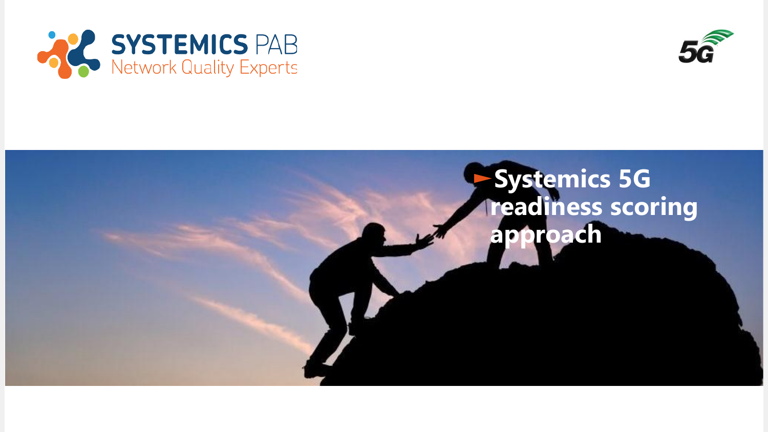SYSTEMICS PAB

Network Quality Experts

5G

# Systemics 5G readiness scoring approach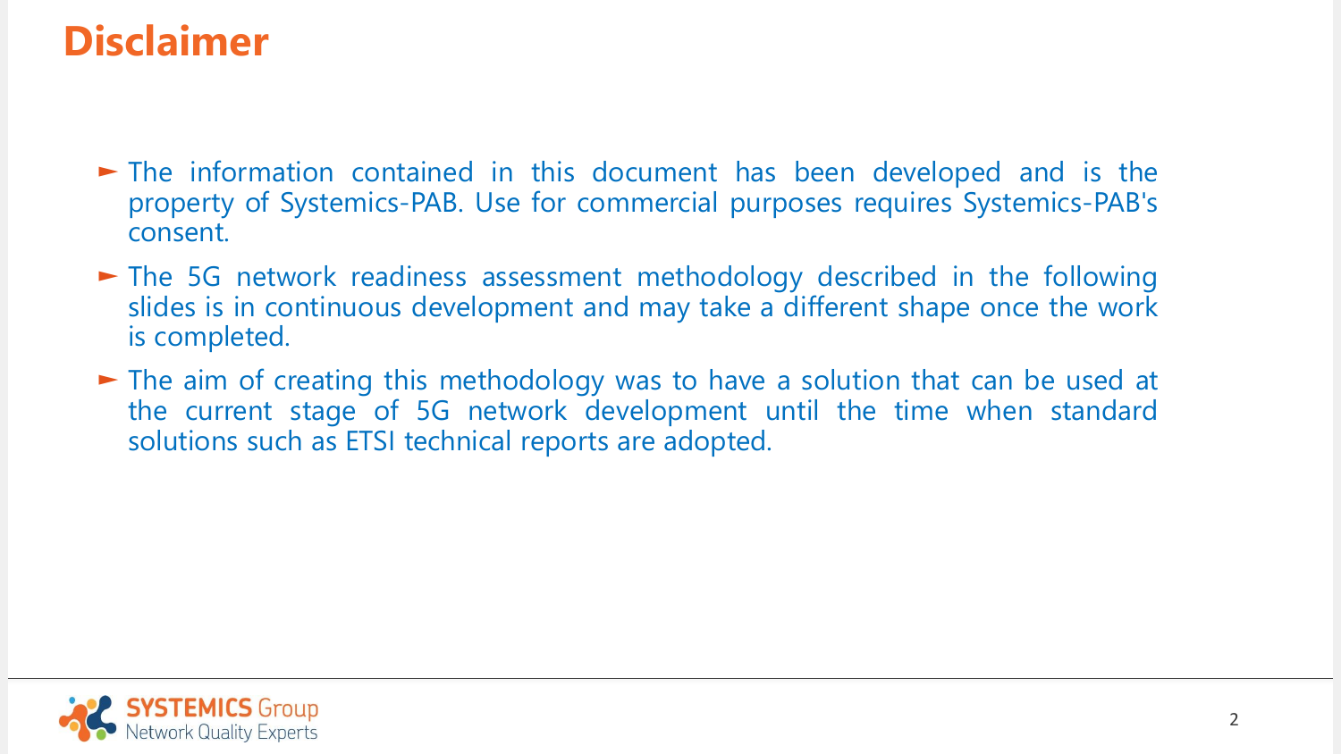# Disclaimer

- The information contained in this document has been developed and is the property of Systemics-PAB. Use for commercial purposes requires Systemics-PAB's consent.
- The 5G network readiness assessment methodology described in the following slides is in continuous development and may take a different shape once the work is completed.
- The aim of creating this methodology was to have a solution that can be used at the current stage of 5G network development until the time when standard solutions such as ETSI technical reports are adopted.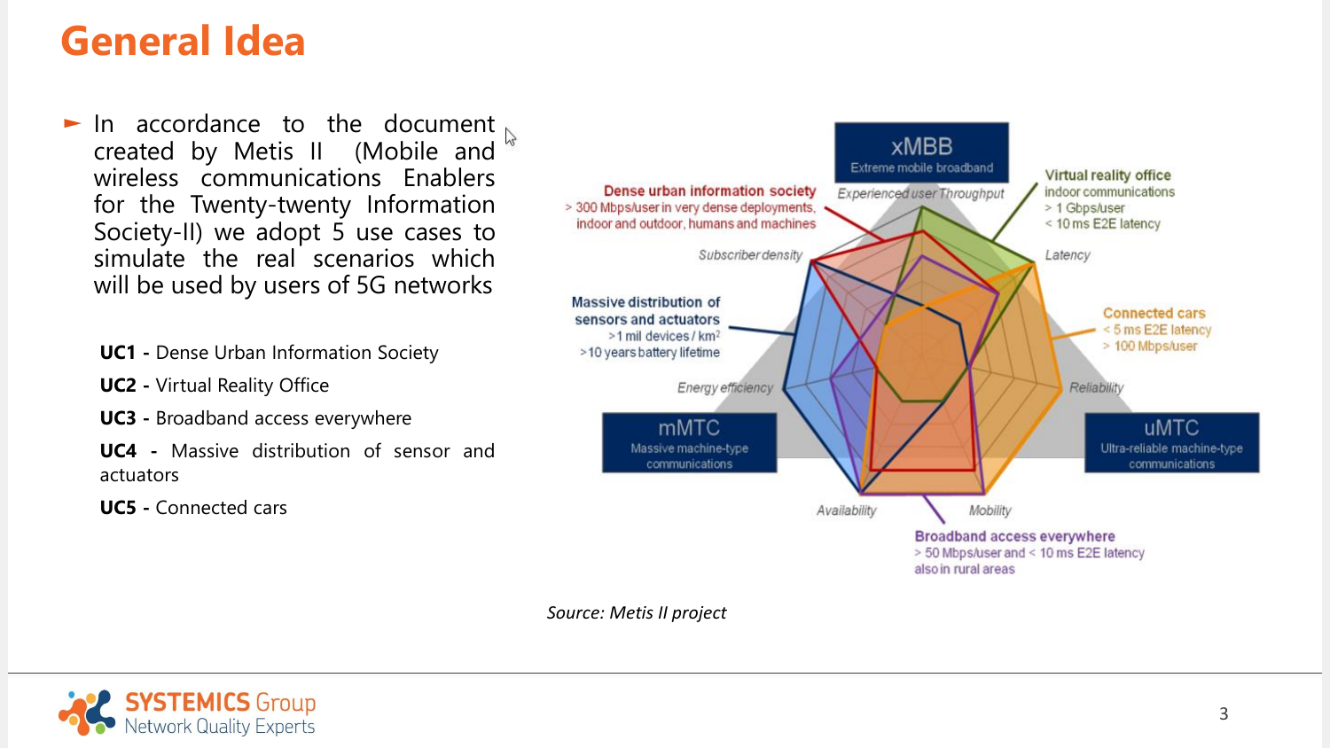# General Idea

- In accordance to the document created by Metis II (Mobile and wireless communications Enablers for the Twenty-twenty Information Society-II) we adopt 5 use cases to simulate the real scenarios which will be used by users of 5G networks

**UC1** - Dense Urban Information Society

**UC2** - Virtual Reality Office

**UC3** - Broadband access everywhere

**UC4** - Massive distribution of sensor and actuators

**UC5** - Connected cars

*Source: Metis II project*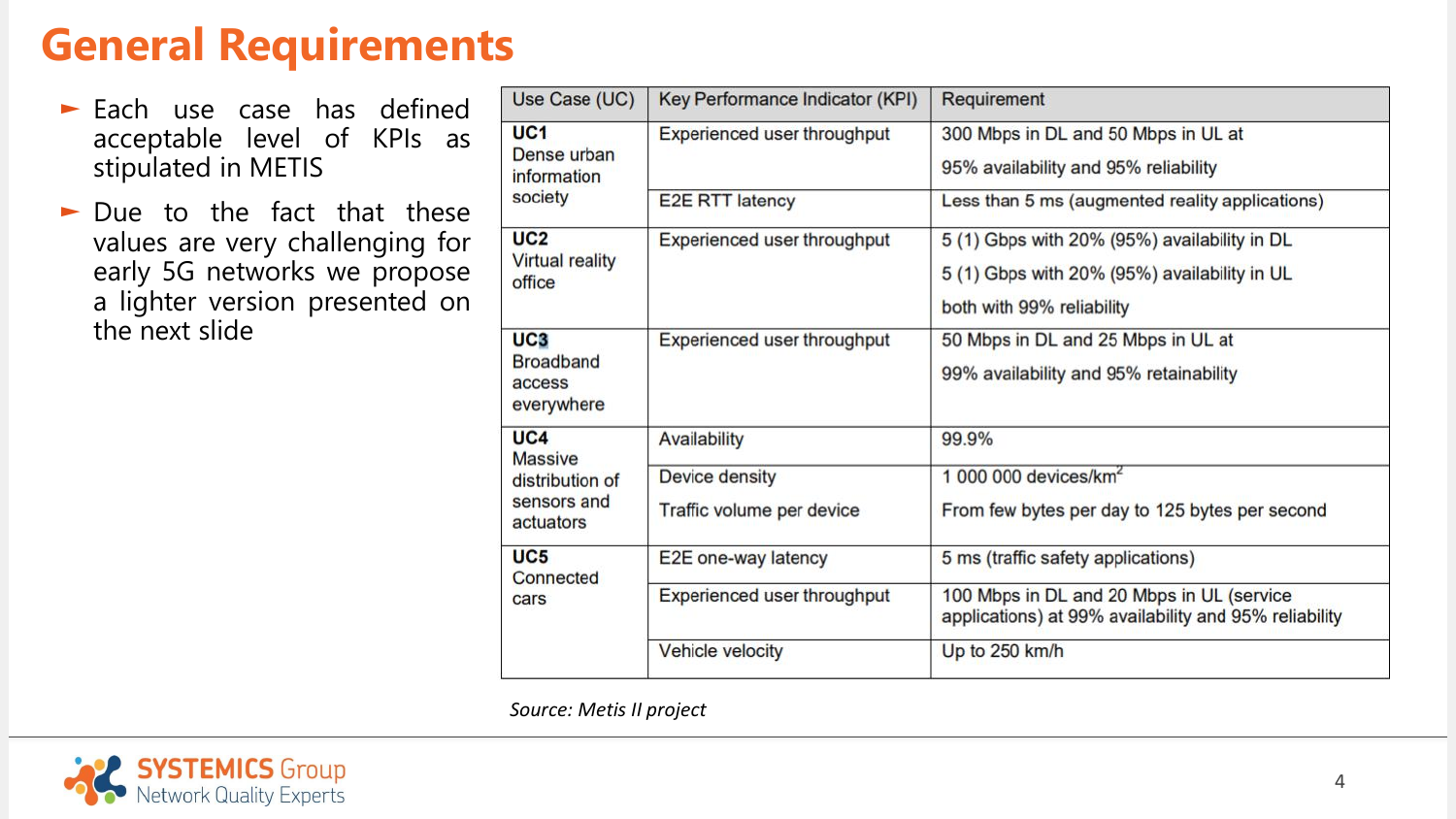# General Requirements

- Each use case has defined acceptable level of KPIs as stipulated in METIS
- Due to the fact that these values are very challenging for early 5G networks we propose a lighter version presented on the next slide

| Use Case (UC) | Key Performance Indicator (KPI) | Requirement |
|---|---|---|
| **UC1** Dense urban information society | Experienced user throughput | 300 Mbps in DL and 50 Mbps in UL at 95% availability and 95% reliability |
| | E2E RTT latency | Less than 5 ms (augmented reality applications) |
| **UC2** Virtual reality office | Experienced user throughput | 5 (1) Gbps with 20% (95%) availability in DL<br>5 (1) Gbps with 20% (95%) availability in UL<br>both with 99% reliability |
| **UC3** Broadband access everywhere | Experienced user throughput | 50 Mbps in DL and 25 Mbps in UL at 99% availability and 95% retainability |
| **UC4** Massive distribution of sensors and actuators | Availability | 99.9% |
| | Device density<br>Traffic volume per device | 1 000 000 devices/km$^2$<br>From few bytes per day to 125 bytes per second |
| **UC5** Connected cars | E2E one-way latency | 5 ms (traffic safety applications) |
| | Experienced user throughput | 100 Mbps in DL and 20 Mbps in UL (service applications) at 99% availability and 95% reliability |
| | Vehicle velocity | Up to 250 km/h |

*Source: Metis II project*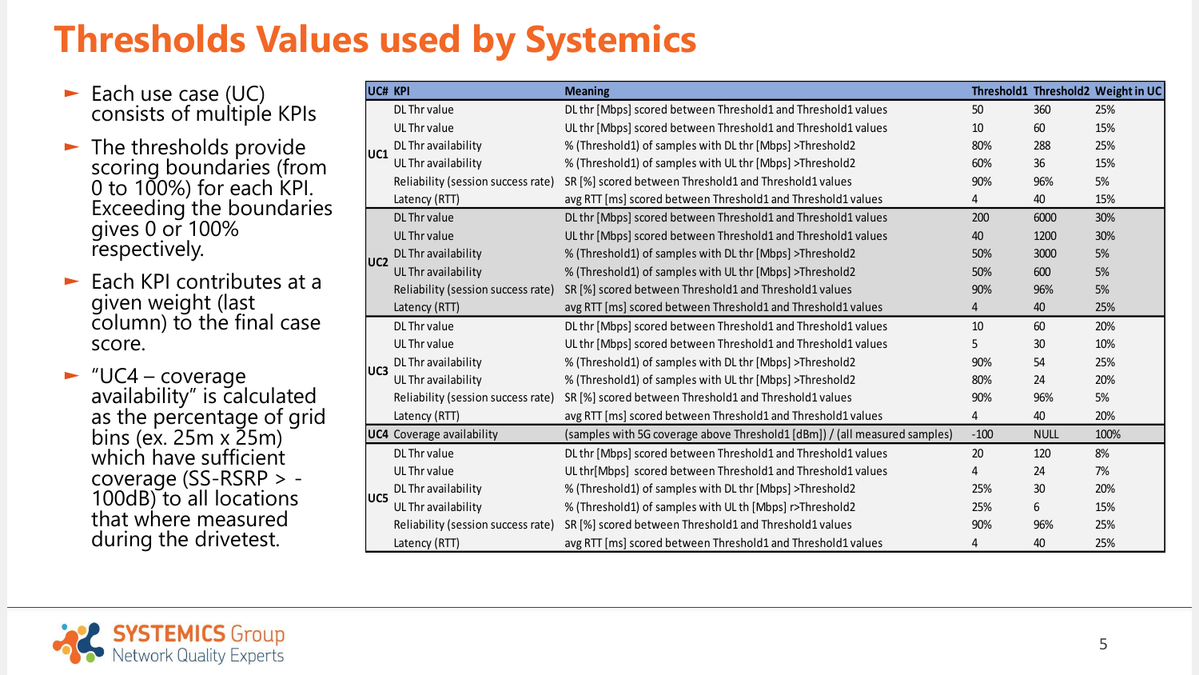# Thresholds Values used by Systemics

- Each use case (UC) consists of multiple KPIs
- The thresholds provide scoring boundaries (from 0 to 100%) for each KPI. Exceeding the boundaries gives 0 or 100% respectively.
- Each KPI contributes at a given weight (last column) to the final case score.
- "UC4 – coverage availability" is calculated as the percentage of grid bins (ex. 25m x 25m) which have sufficient coverage (SS-RSRP > -100dB) to all locations that where measured during the drivetest.

| UC# | KPI | Meaning | Threshold1 | Threshold2 | Weight in UC |
|---|---|---|---|---|---|
| UC1 | DL Thr value | DL thr [Mbps] scored between Threshold1 and Threshold1 values | 50 | 360 | 25% |
| | UL Thr value | UL thr [Mbps] scored between Threshold1 and Threshold1 values | 10 | 60 | 15% |
| | DL Thr availability | % (Threshold1) of samples with DL thr [Mbps] >Threshold2 | 80% | 288 | 25% |
| | UL Thr availability | % (Threshold1) of samples with UL thr [Mbps] >Threshold2 | 60% | 36 | 15% |
| | Reliability (session success rate) | SR [%] scored between Threshold1 and Threshold1 values | 90% | 96% | 5% |
| | Latency (RTT) | avg RTT [ms] scored between Threshold1 and Threshold1 values | 4 | 40 | 15% |
| UC2 | DL Thr value | DL thr [Mbps] scored between Threshold1 and Threshold1 values | 200 | 6000 | 30% |
| | UL Thr value | UL thr [Mbps] scored between Threshold1 and Threshold1 values | 40 | 1200 | 30% |
| | DL Thr availability | % (Threshold1) of samples with DL thr [Mbps] >Threshold2 | 50% | 3000 | 5% |
| | UL Thr availability | % (Threshold1) of samples with UL thr [Mbps] >Threshold2 | 50% | 600 | 5% |
| | Reliability (session success rate) | SR [%] scored between Threshold1 and Threshold1 values | 90% | 96% | 5% |
| | Latency (RTT) | avg RTT [ms] scored between Threshold1 and Threshold1 values | 4 | 40 | 25% |
| UC3 | DL Thr value | DL thr [Mbps] scored between Threshold1 and Threshold1 values | 10 | 60 | 20% |
| | UL Thr value | UL thr [Mbps] scored between Threshold1 and Threshold1 values | 5 | 30 | 10% |
| | DL Thr availability | % (Threshold1) of samples with DL thr [Mbps] >Threshold2 | 90% | 54 | 25% |
| | UL Thr availability | % (Threshold1) of samples with UL thr [Mbps] >Threshold2 | 80% | 24 | 20% |
| | Reliability (session success rate) | SR [%] scored between Threshold1 and Threshold1 values | 90% | 96% | 5% |
| | Latency (RTT) | avg RTT [ms] scored between Threshold1 and Threshold1 values | 4 | 40 | 20% |
| UC4 | Coverage availability | (samples with 5G coverage above Threshold1 [dBm]) / (all measured samples) | -100 | NULL | 100% |
| UC5 | DL Thr value | DL thr [Mbps] scored between Threshold1 and Threshold1 values | 20 | 120 | 8% |
| | UL Thr value | UL thr[Mbps] scored between Threshold1 and Threshold1 values | 4 | 24 | 7% |
| | DL Thr availability | % (Threshold1) of samples with DL thr [Mbps] >Threshold2 | 25% | 30 | 20% |
| | UL Thr availability | % (Threshold1) of samples with UL th [Mbps] r>Threshold2 | 25% | 6 | 15% |
| | Reliability (session success rate) | SR [%] scored between Threshold1 and Threshold1 values | 90% | 96% | 25% |
| | Latency (RTT) | avg RTT [ms] scored between Threshold1 and Threshold1 values | 4 | 40 | 25% |

SYSTEMICS Group
Network Quality Experts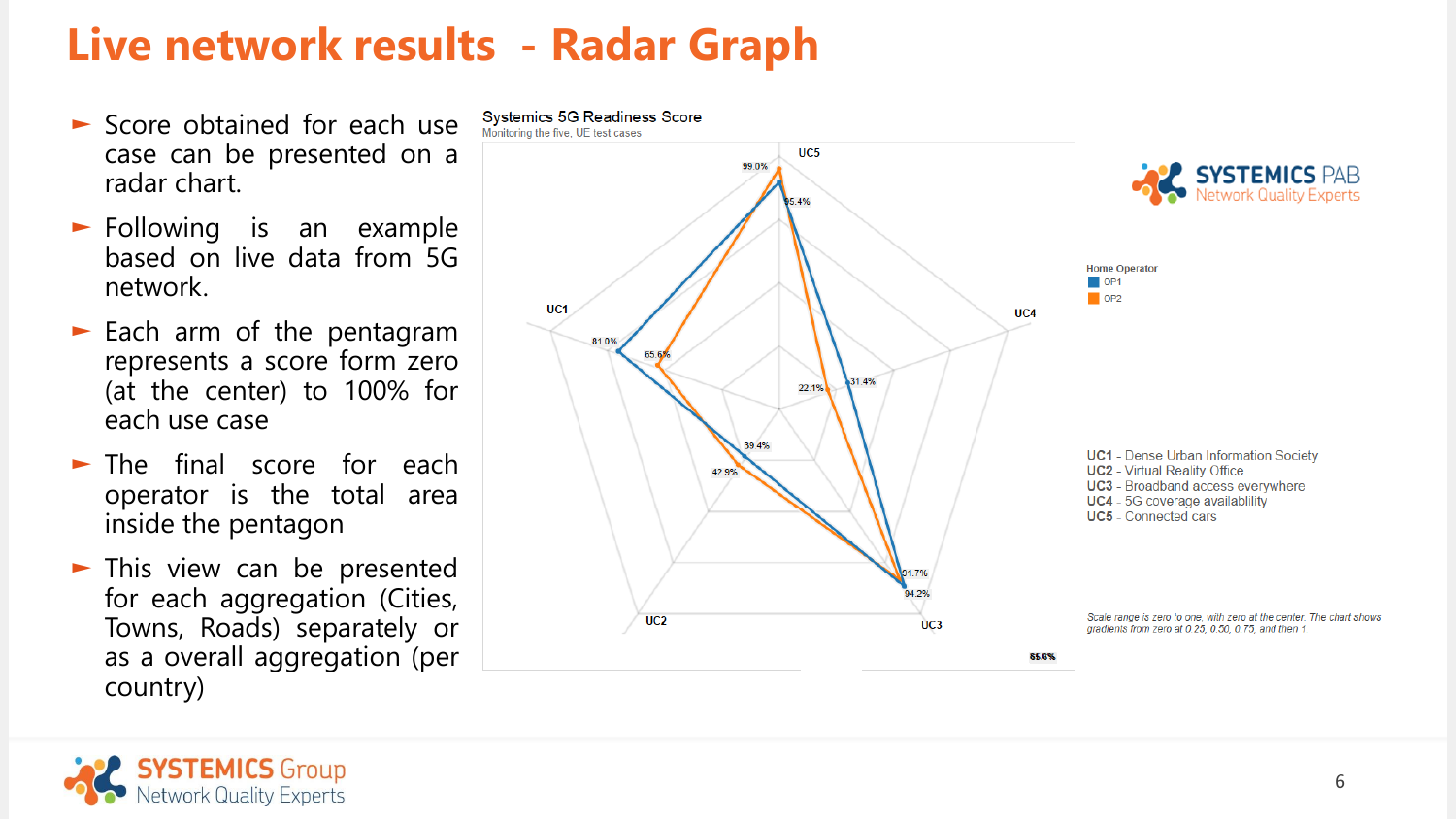# Live network results - Radar Graph

- Score obtained for each use case can be presented on a radar chart.
- Following is an example based on live data from 5G network.
- Each arm of the pentagram represents a score form zero (at the center) to 100% for each use case
- The final score for each operator is the total area inside the pentagon
- This view can be presented for each aggregation (Cities, Towns, Roads) separately or as a overall aggregation (per country)

**Systemics 5G Readiness Score**
Monitoring the five, UE test cases

UC5: 99.0%, 95.4%
UC4: 22.1%, 31.4%
UC3: 91.7%, 94.2%
UC2: 39.4%, 42.9%
UC1: 81.0%, 65.6%

85.6%

Home Operator
- OP1
- OP2

SYSTEMICS PAB
Network Quality Experts

**UC1** - Dense Urban Information Society
**UC2** - Virtual Reality Office
**UC3** - Broadband access everywhere
**UC4** - 5G coverage availability
**UC5** - Connected cars

*Scale range is zero to one, with zero at the center. The chart shows gradients from zero at 0.25, 0.50, 0.75, and then 1.*

SYSTEMICS Group
Network Quality Experts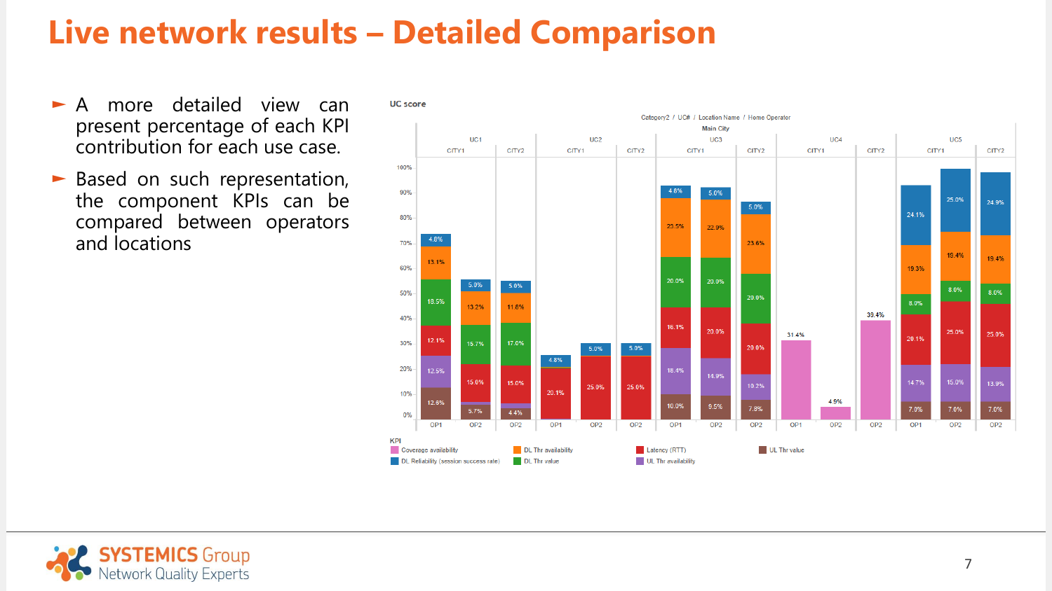# Live network results – Detailed Comparison

- A more detailed view can present percentage of each KPI contribution for each use case.
- Based on such representation, the component KPIs can be compared between operators and locations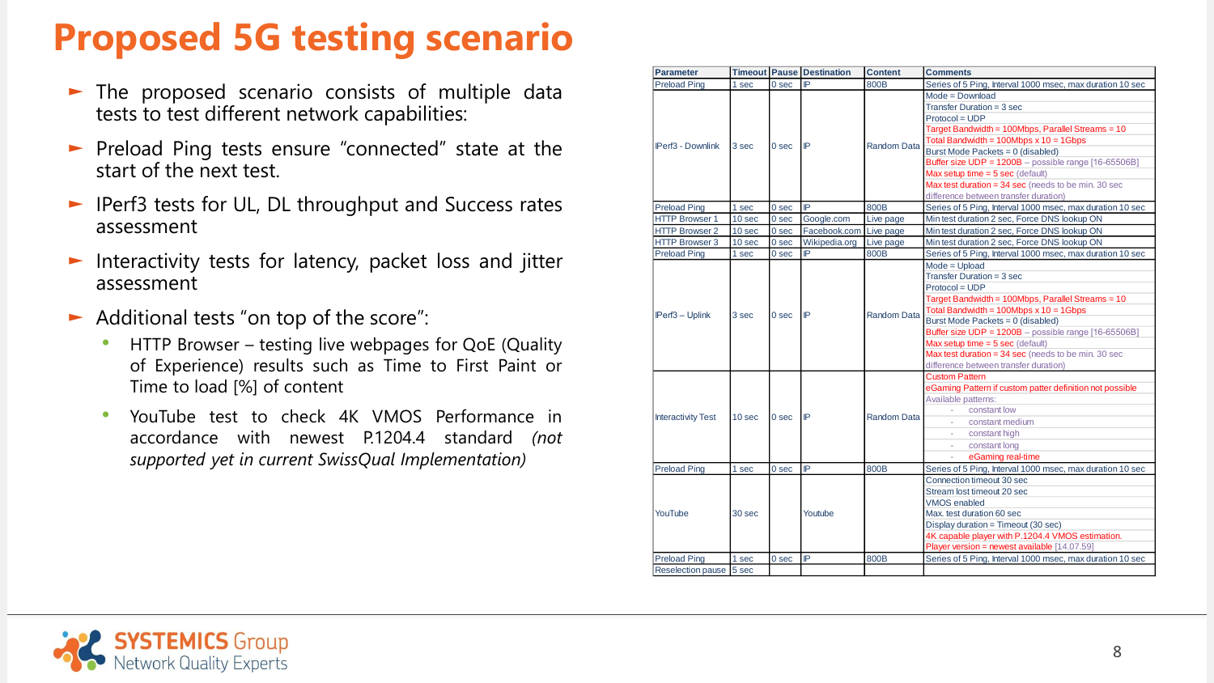# Proposed 5G testing scenario

- The proposed scenario consists of multiple data tests to test different network capabilities:
- Preload Ping tests ensure "connected" state at the start of the next test.
- IPerf3 tests for UL, DL throughput and Success rates assessment
- Interactivity tests for latency, packet loss and jitter assessment
- Additional tests "on top of the score":
  - HTTP Browser – testing live webpages for QoE (Quality of Experience) results such as Time to First Paint or Time to load [%] of content
  - YouTube test to check 4K VMOS Performance in accordance with newest P.1204.4 standard *(not supported yet in current SwissQual Implementation)*

| Parameter | Timeout | Pause | Destination | Content | Comments |
|---|---|---|---|---|---|
| Preload Ping | 1 sec | 0 sec | IP | 800B | Series of 5 Ping, Interval 1000 msec, max duration 10 sec |
| IPerf3 - Downlink | 3 sec | 0 sec | IP | Random Data | Mode = Download<br>Transfer Duration = 3 sec<br>Protocol = UDP<br>Target Bandwidth = 100Mbps, Parallel Streams = 10<br>Total Bandwidth = 100Mbps x 10 = 1Gbps<br>Burst Mode Packets = 0 (disabled)<br>Buffer size UDP = 1200B – possible range [16-65506B]<br>Max setup time = 5 sec (default)<br>Max test duration = 34 sec (needs to be min. 30 sec difference between transfer duration) |
| Preload Ping | 1 sec | 0 sec | IP | 800B | Series of 5 Ping, Interval 1000 msec, max duration 10 sec |
| HTTP Browser 1 | 10 sec | 0 sec | Google.com | Live page | Min test duration 2 sec, Force DNS lookup ON |
| HTTP Browser 2 | 10 sec | 0 sec | Facebook.com | Live page | Min test duration 2 sec, Force DNS lookup ON |
| HTTP Browser 3 | 10 sec | 0 sec | Wikipedia.org | Live page | Min test duration 2 sec, Force DNS lookup ON |
| Preload Ping | 1 sec | 0 sec | IP | 800B | Series of 5 Ping, Interval 1000 msec, max duration 10 sec |
| IPerf3 – Uplink | 3 sec | 0 sec | IP | Random Data | Mode = Upload<br>Transfer Duration = 3 sec<br>Protocol = UDP<br>Target Bandwidth = 100Mbps, Parallel Streams = 10<br>Total Bandwidth = 100Mbps x 10 = 1Gbps<br>Burst Mode Packets = 0 (disabled)<br>Buffer size UDP = 1200B – possible range [16-65506B]<br>Max setup time = 5 sec (default)<br>Max test duration = 34 sec (needs to be min. 30 sec difference between transfer duration) |
| Interactivity Test | 10 sec | 0 sec | IP | Random Data | Custom Pattern<br>eGaming Pattern if custom patter definition not possible<br>Available patterns:<br>- constant low<br>- constant medium<br>- constant high<br>- constant long<br>- eGaming real-time |
| Preload Ping | 1 sec | 0 sec | IP | 800B | Series of 5 Ping, Interval 1000 msec, max duration 10 sec |
| YouTube | 30 sec | | Youtube | | Connection timeout 30 sec<br>Stream lost timeout 20 sec<br>VMOS enabled<br>Max. test duration 60 sec<br>Display duration = Timeout (30 sec)<br>4K capable player with P.1204.4 VMOS estimation.<br>Player version = newest available [14.07.59] |
| Preload Ping | 1 sec | 0 sec | IP | 800B | Series of 5 Ping, Interval 1000 msec, max duration 10 sec |
| Reselection pause | 5 sec | | | | |

SYSTEMICS Group
Network Quality Experts